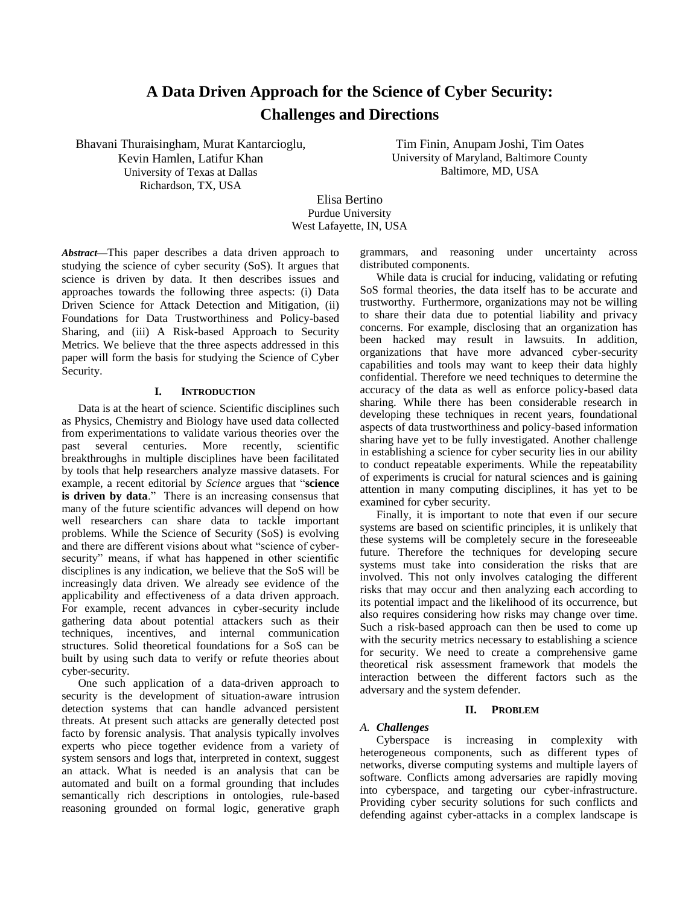# A Data Driven Approach for the Science of Cyber Security: Challenges and Directions

Bhavani Thuraisingham, Murat Kantarcioglu, Kevin Hamlen, Latifur Khan
University of Texas at Dallas
Richardson, TX, USA

Tim Finin, Anupam Joshi, Tim Oates
University of Maryland, Baltimore County
Baltimore, MD, USA

Elisa Bertino
Purdue University
West Lafayette, IN, USA

***Abstract*—This paper describes a data driven approach to studying the science of cyber security (SoS). It argues that science is driven by data. It then describes issues and approaches towards the following three aspects: (i) Data Driven Science for Attack Detection and Mitigation, (ii) Foundations for Data Trustworthiness and Policy-based Sharing, and (iii) A Risk-based Approach to Security Metrics. We believe that the three aspects addressed in this paper will form the basis for studying the Science of Cyber Security.**

## I. Introduction

Data is at the heart of science. Scientific disciplines such as Physics, Chemistry and Biology have used data collected from experimentations to validate various theories over the past several centuries. More recently, scientific breakthroughs in multiple disciplines have been facilitated by tools that help researchers analyze massive datasets. For example, a recent editorial by *Science* argues that "**science is driven by data**." There is an increasing consensus that many of the future scientific advances will depend on how well researchers can share data to tackle important problems. While the Science of Security (SoS) is evolving and there are different visions about what "science of cyber-security" means, if what has happened in other scientific disciplines is any indication, we believe that the SoS will be increasingly data driven. We already see evidence of the applicability and effectiveness of a data driven approach. For example, recent advances in cyber-security include gathering data about potential attackers such as their techniques, incentives, and internal communication structures. Solid theoretical foundations for a SoS can be built by using such data to verify or refute theories about cyber-security.

One such application of a data-driven approach to security is the development of situation-aware intrusion detection systems that can handle advanced persistent threats. At present such attacks are generally detected post facto by forensic analysis. That analysis typically involves experts who piece together evidence from a variety of system sensors and logs that, interpreted in context, suggest an attack. What is needed is an analysis that can be automated and built on a formal grounding that includes semantically rich descriptions in ontologies, rule-based reasoning grounded on formal logic, generative graph grammars, and reasoning under uncertainty across distributed components.

While data is crucial for inducing, validating or refuting SoS formal theories, the data itself has to be accurate and trustworthy. Furthermore, organizations may not be willing to share their data due to potential liability and privacy concerns. For example, disclosing that an organization has been hacked may result in lawsuits. In addition, organizations that have more advanced cyber-security capabilities and tools may want to keep their data highly confidential. Therefore we need techniques to determine the accuracy of the data as well as enforce policy-based data sharing. While there has been considerable research in developing these techniques in recent years, foundational aspects of data trustworthiness and policy-based information sharing have yet to be fully investigated. Another challenge in establishing a science for cyber security lies in our ability to conduct repeatable experiments. While the repeatability of experiments is crucial for natural sciences and is gaining attention in many computing disciplines, it has yet to be examined for cyber security.

Finally, it is important to note that even if our secure systems are based on scientific principles, it is unlikely that these systems will be completely secure in the foreseeable future. Therefore the techniques for developing secure systems must take into consideration the risks that are involved. This not only involves cataloging the different risks that may occur and then analyzing each according to its potential impact and the likelihood of its occurrence, but also requires considering how risks may change over time. Such a risk-based approach can then be used to come up with the security metrics necessary to establishing a science for security. We need to create a comprehensive game theoretical risk assessment framework that models the interaction between the different factors such as the adversary and the system defender.

## II. Problem

### A. Challenges

Cyberspace is increasing in complexity with heterogeneous components, such as different types of networks, diverse computing systems and multiple layers of software. Conflicts among adversaries are rapidly moving into cyberspace, and targeting our cyber-infrastructure. Providing cyber security solutions for such conflicts and defending against cyber-attacks in a complex landscape is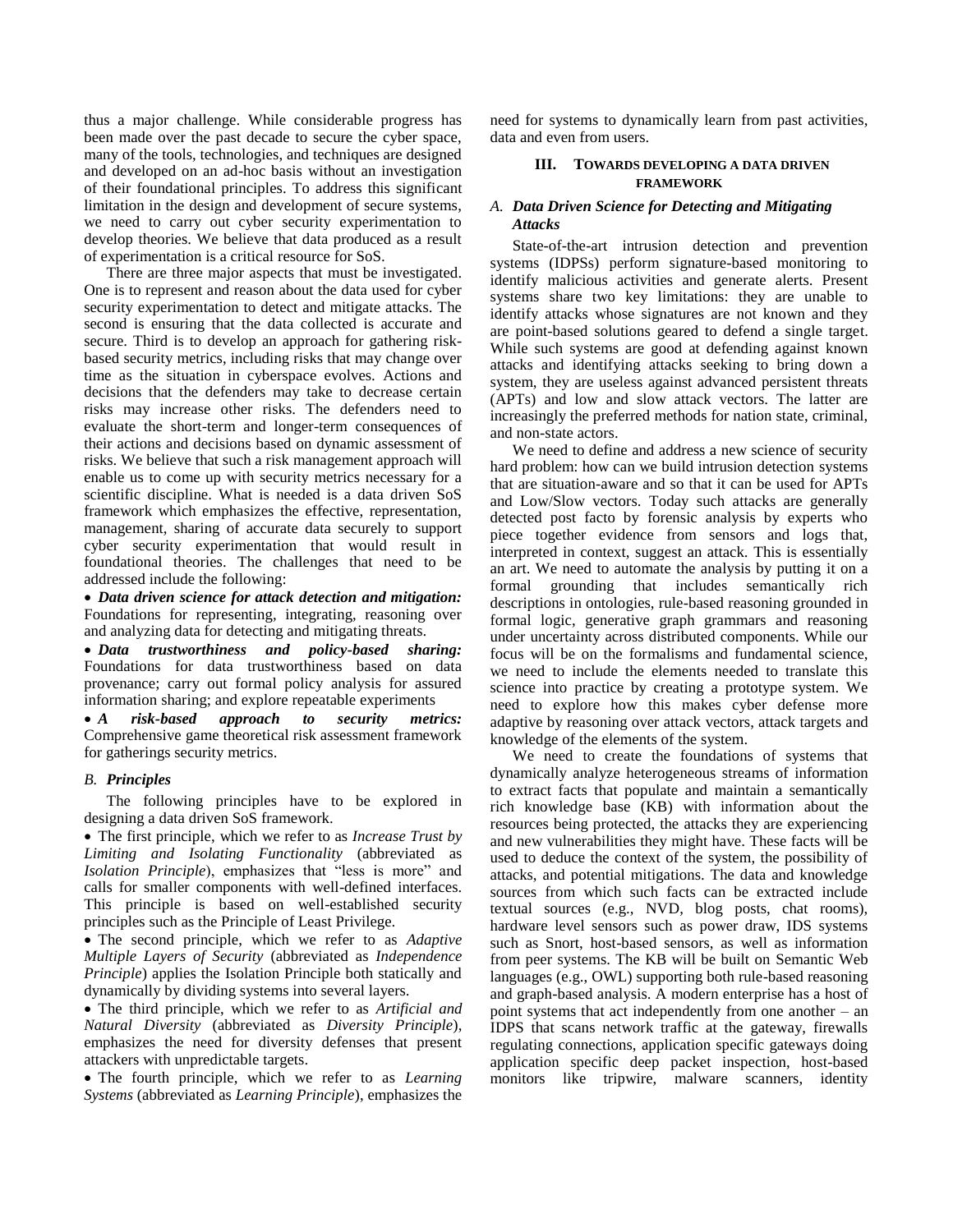thus a major challenge. While considerable progress has been made over the past decade to secure the cyber space, many of the tools, technologies, and techniques are designed and developed on an ad-hoc basis without an investigation of their foundational principles. To address this significant limitation in the design and development of secure systems, we need to carry out cyber security experimentation to develop theories. We believe that data produced as a result of experimentation is a critical resource for SoS.

There are three major aspects that must be investigated. One is to represent and reason about the data used for cyber security experimentation to detect and mitigate attacks. The second is ensuring that the data collected is accurate and secure. Third is to develop an approach for gathering risk-based security metrics, including risks that may change over time as the situation in cyberspace evolves. Actions and decisions that the defenders may take to decrease certain risks may increase other risks. The defenders need to evaluate the short-term and longer-term consequences of their actions and decisions based on dynamic assessment of risks. We believe that such a risk management approach will enable us to come up with security metrics necessary for a scientific discipline. What is needed is a data driven SoS framework which emphasizes the effective, representation, management, sharing of accurate data securely to support cyber security experimentation that would result in foundational theories. The challenges that need to be addressed include the following:

- ***Data driven science for attack detection and mitigation:*** Foundations for representing, integrating, reasoning over and analyzing data for detecting and mitigating threats.
- ***Data trustworthiness and policy-based sharing:*** Foundations for data trustworthiness based on data provenance; carry out formal policy analysis for assured information sharing; and explore repeatable experiments
- ***A risk-based approach to security metrics:*** Comprehensive game theoretical risk assessment framework for gatherings security metrics.

### *B. Principles*

The following principles have to be explored in designing a data driven SoS framework.

- The first principle, which we refer to as *Increase Trust by Limiting and Isolating Functionality* (abbreviated as *Isolation Principle*), emphasizes that "less is more" and calls for smaller components with well-defined interfaces. This principle is based on well-established security principles such as the Principle of Least Privilege.
- The second principle, which we refer to as *Adaptive Multiple Layers of Security* (abbreviated as *Independence Principle*) applies the Isolation Principle both statically and dynamically by dividing systems into several layers.
- The third principle, which we refer to as *Artificial and Natural Diversity* (abbreviated as *Diversity Principle*), emphasizes the need for diversity defenses that present attackers with unpredictable targets.
- The fourth principle, which we refer to as *Learning Systems* (abbreviated as *Learning Principle*), emphasizes the need for systems to dynamically learn from past activities, data and even from users.

## III. Towards Developing a Data Driven Framework

### *A. Data Driven Science for Detecting and Mitigating Attacks*

State-of-the-art intrusion detection and prevention systems (IDPSs) perform signature-based monitoring to identify malicious activities and generate alerts. Present systems share two key limitations: they are unable to identify attacks whose signatures are not known and they are point-based solutions geared to defend a single target. While such systems are good at defending against known attacks and identifying attacks seeking to bring down a system, they are useless against advanced persistent threats (APTs) and low and slow attack vectors. The latter are increasingly the preferred methods for nation state, criminal, and non-state actors.

We need to define and address a new science of security hard problem: how can we build intrusion detection systems that are situation-aware and so that it can be used for APTs and Low/Slow vectors. Today such attacks are generally detected post facto by forensic analysis by experts who piece together evidence from sensors and logs that, interpreted in context, suggest an attack. This is essentially an art. We need to automate the analysis by putting it on a formal grounding that includes semantically rich descriptions in ontologies, rule-based reasoning grounded in formal logic, generative graph grammars and reasoning under uncertainty across distributed components. While our focus will be on the formalisms and fundamental science, we need to include the elements needed to translate this science into practice by creating a prototype system. We need to explore how this makes cyber defense more adaptive by reasoning over attack vectors, attack targets and knowledge of the elements of the system.

We need to create the foundations of systems that dynamically analyze heterogeneous streams of information to extract facts that populate and maintain a semantically rich knowledge base (KB) with information about the resources being protected, the attacks they are experiencing and new vulnerabilities they might have. These facts will be used to deduce the context of the system, the possibility of attacks, and potential mitigations. The data and knowledge sources from which such facts can be extracted include textual sources (e.g., NVD, blog posts, chat rooms), hardware level sensors such as power draw, IDS systems such as Snort, host-based sensors, as well as information from peer systems. The KB will be built on Semantic Web languages (e.g., OWL) supporting both rule-based reasoning and graph-based analysis. A modern enterprise has a host of point systems that act independently from one another – an IDPS that scans network traffic at the gateway, firewalls regulating connections, application specific gateways doing application specific deep packet inspection, host-based monitors like tripwire, malware scanners, identity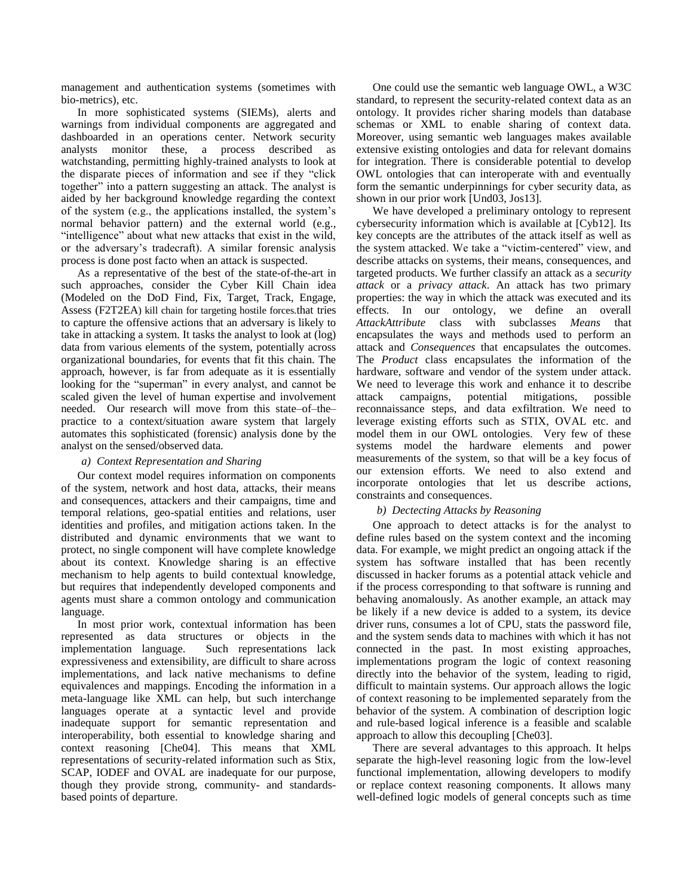management and authentication systems (sometimes with bio-metrics), etc.

In more sophisticated systems (SIEMs), alerts and warnings from individual components are aggregated and dashboarded in an operations center. Network security analysts monitor these, a process described as watchstanding, permitting highly-trained analysts to look at the disparate pieces of information and see if they "click together" into a pattern suggesting an attack. The analyst is aided by her background knowledge regarding the context of the system (e.g., the applications installed, the system's normal behavior pattern) and the external world (e.g., "intelligence" about what new attacks that exist in the wild, or the adversary's tradecraft). A similar forensic analysis process is done post facto when an attack is suspected.

As a representative of the best of the state-of-the-art in such approaches, consider the Cyber Kill Chain idea (Modeled on the DoD Find, Fix, Target, Track, Engage, Assess (F2T2EA) kill chain for targeting hostile forces.that tries to capture the offensive actions that an adversary is likely to take in attacking a system. It tasks the analyst to look at (log) data from various elements of the system, potentially across organizational boundaries, for events that fit this chain. The approach, however, is far from adequate as it is essentially looking for the "superman" in every analyst, and cannot be scaled given the level of human expertise and involvement needed. Our research will move from this state–of–the–practice to a context/situation aware system that largely automates this sophisticated (forensic) analysis done by the analyst on the sensed/observed data.

#### a) Context Representation and Sharing

Our context model requires information on components of the system, network and host data, attacks, their means and consequences, attackers and their campaigns, time and temporal relations, geo-spatial entities and relations, user identities and profiles, and mitigation actions taken. In the distributed and dynamic environments that we want to protect, no single component will have complete knowledge about its context. Knowledge sharing is an effective mechanism to help agents to build contextual knowledge, but requires that independently developed components and agents must share a common ontology and communication language.

In most prior work, contextual information has been represented as data structures or objects in the implementation language. Such representations lack expressiveness and extensibility, are difficult to share across implementations, and lack native mechanisms to define equivalences and mappings. Encoding the information in a meta-language like XML can help, but such interchange languages operate at a syntactic level and provide inadequate support for semantic representation and interoperability, both essential to knowledge sharing and context reasoning [Che04]. This means that XML representations of security-related information such as Stix, SCAP, IODEF and OVAL are inadequate for our purpose, though they provide strong, community- and standards-based points of departure.

One could use the semantic web language OWL, a W3C standard, to represent the security-related context data as an ontology. It provides richer sharing models than database schemas or XML to enable sharing of context data. Moreover, using semantic web languages makes available extensive existing ontologies and data for relevant domains for integration. There is considerable potential to develop OWL ontologies that can interoperate with and eventually form the semantic underpinnings for cyber security data, as shown in our prior work [Und03, Jos13].

We have developed a preliminary ontology to represent cybersecurity information which is available at [Cyb12]. Its key concepts are the attributes of the attack itself as well as the system attacked. We take a "victim-centered" view, and describe attacks on systems, their means, consequences, and targeted products. We further classify an attack as a *security attack* or a *privacy attack*. An attack has two primary properties: the way in which the attack was executed and its effects. In our ontology, we define an overall *AttackAttribute* class with subclasses *Means* that encapsulates the ways and methods used to perform an attack and *Consequences* that encapsulates the outcomes. The *Product* class encapsulates the information of the hardware, software and vendor of the system under attack. We need to leverage this work and enhance it to describe attack campaigns, potential mitigations, possible reconnaissance steps, and data exfiltration. We need to leverage existing efforts such as STIX, OVAL etc. and model them in our OWL ontologies. Very few of these systems model the hardware elements and power measurements of the system, so that will be a key focus of our extension efforts. We need to also extend and incorporate ontologies that let us describe actions, constraints and consequences.

#### b) Dectecting Attacks by Reasoning

One approach to detect attacks is for the analyst to define rules based on the system context and the incoming data. For example, we might predict an ongoing attack if the system has software installed that has been recently discussed in hacker forums as a potential attack vehicle and if the process corresponding to that software is running and behaving anomalously. As another example, an attack may be likely if a new device is added to a system, its device driver runs, consumes a lot of CPU, stats the password file, and the system sends data to machines with which it has not connected in the past. In most existing approaches, implementations program the logic of context reasoning directly into the behavior of the system, leading to rigid, difficult to maintain systems. Our approach allows the logic of context reasoning to be implemented separately from the behavior of the system. A combination of description logic and rule-based logical inference is a feasible and scalable approach to allow this decoupling [Che03].

There are several advantages to this approach. It helps separate the high-level reasoning logic from the low-level functional implementation, allowing developers to modify or replace context reasoning components. It allows many well-defined logic models of general concepts such as time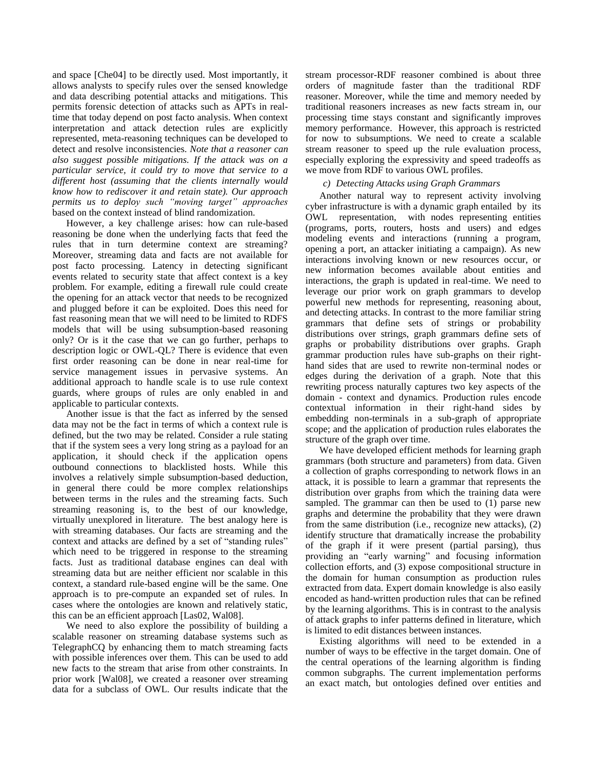and space [Che04] to be directly used. Most importantly, it allows analysts to specify rules over the sensed knowledge and data describing potential attacks and mitigations. This permits forensic detection of attacks such as APTs in real-time that today depend on post facto analysis. When context interpretation and attack detection rules are explicitly represented, meta-reasoning techniques can be developed to detect and resolve inconsistencies. *Note that a reasoner can also suggest possible mitigations. If the attack was on a particular service, it could try to move that service to a different host (assuming that the clients internally would know how to rediscover it and retain state). Our approach permits us to deploy such "moving target" approaches* based on the context instead of blind randomization.

However, a key challenge arises: how can rule-based reasoning be done when the underlying facts that feed the rules that in turn determine context are streaming? Moreover, streaming data and facts are not available for post facto processing. Latency in detecting significant events related to security state that affect context is a key problem. For example, editing a firewall rule could create the opening for an attack vector that needs to be recognized and plugged before it can be exploited. Does this need for fast reasoning mean that we will need to be limited to RDFS models that will be using subsumption-based reasoning only? Or is it the case that we can go further, perhaps to description logic or OWL-QL? There is evidence that even first order reasoning can be done in near real-time for service management issues in pervasive systems. An additional approach to handle scale is to use rule context guards, where groups of rules are only enabled in and applicable to particular contexts.

Another issue is that the fact as inferred by the sensed data may not be the fact in terms of which a context rule is defined, but the two may be related. Consider a rule stating that if the system sees a very long string as a payload for an application, it should check if the application opens outbound connections to blacklisted hosts. While this involves a relatively simple subsumption-based deduction, in general there could be more complex relationships between terms in the rules and the streaming facts. Such streaming reasoning is, to the best of our knowledge, virtually unexplored in literature. The best analogy here is with streaming databases. Our facts are streaming and the context and attacks are defined by a set of "standing rules" which need to be triggered in response to the streaming facts. Just as traditional database engines can deal with streaming data but are neither efficient nor scalable in this context, a standard rule-based engine will be the same. One approach is to pre-compute an expanded set of rules. In cases where the ontologies are known and relatively static, this can be an efficient approach [Las02, Wal08].

We need to also explore the possibility of building a scalable reasoner on streaming database systems such as TelegraphCQ by enhancing them to match streaming facts with possible inferences over them. This can be used to add new facts to the stream that arise from other constraints. In prior work [Wal08], we created a reasoner over streaming data for a subclass of OWL. Our results indicate that the stream processor-RDF reasoner combined is about three orders of magnitude faster than the traditional RDF reasoner. Moreover, while the time and memory needed by traditional reasoners increases as new facts stream in, our processing time stays constant and significantly improves memory performance. However, this approach is restricted for now to subsumptions. We need to create a scalable stream reasoner to speed up the rule evaluation process, especially exploring the expressivity and speed tradeoffs as we move from RDF to various OWL profiles.

*c) Detecting Attacks using Graph Grammars*

Another natural way to represent activity involving cyber infrastructure is with a dynamic graph entailed by its OWL representation, with nodes representing entities (programs, ports, routers, hosts and users) and edges modeling events and interactions (running a program, opening a port, an attacker initiating a campaign). As new interactions involving known or new resources occur, or new information becomes available about entities and interactions, the graph is updated in real-time. We need to leverage our prior work on graph grammars to develop powerful new methods for representing, reasoning about, and detecting attacks. In contrast to the more familiar string grammars that define sets of strings or probability distributions over strings, graph grammars define sets of graphs or probability distributions over graphs. Graph grammar production rules have sub-graphs on their right-hand sides that are used to rewrite non-terminal nodes or edges during the derivation of a graph. Note that this rewriting process naturally captures two key aspects of the domain - context and dynamics. Production rules encode contextual information in their right-hand sides by embedding non-terminals in a sub-graph of appropriate scope; and the application of production rules elaborates the structure of the graph over time.

We have developed efficient methods for learning graph grammars (both structure and parameters) from data. Given a collection of graphs corresponding to network flows in an attack, it is possible to learn a grammar that represents the distribution over graphs from which the training data were sampled. The grammar can then be used to (1) parse new graphs and determine the probability that they were drawn from the same distribution (i.e., recognize new attacks), (2) identify structure that dramatically increase the probability of the graph if it were present (partial parsing), thus providing an "early warning" and focusing information collection efforts, and (3) expose compositional structure in the domain for human consumption as production rules extracted from data. Expert domain knowledge is also easily encoded as hand-written production rules that can be refined by the learning algorithms. This is in contrast to the analysis of attack graphs to infer patterns defined in literature, which is limited to edit distances between instances.

Existing algorithms will need to be extended in a number of ways to be effective in the target domain. One of the central operations of the learning algorithm is finding common subgraphs. The current implementation performs an exact match, but ontologies defined over entities and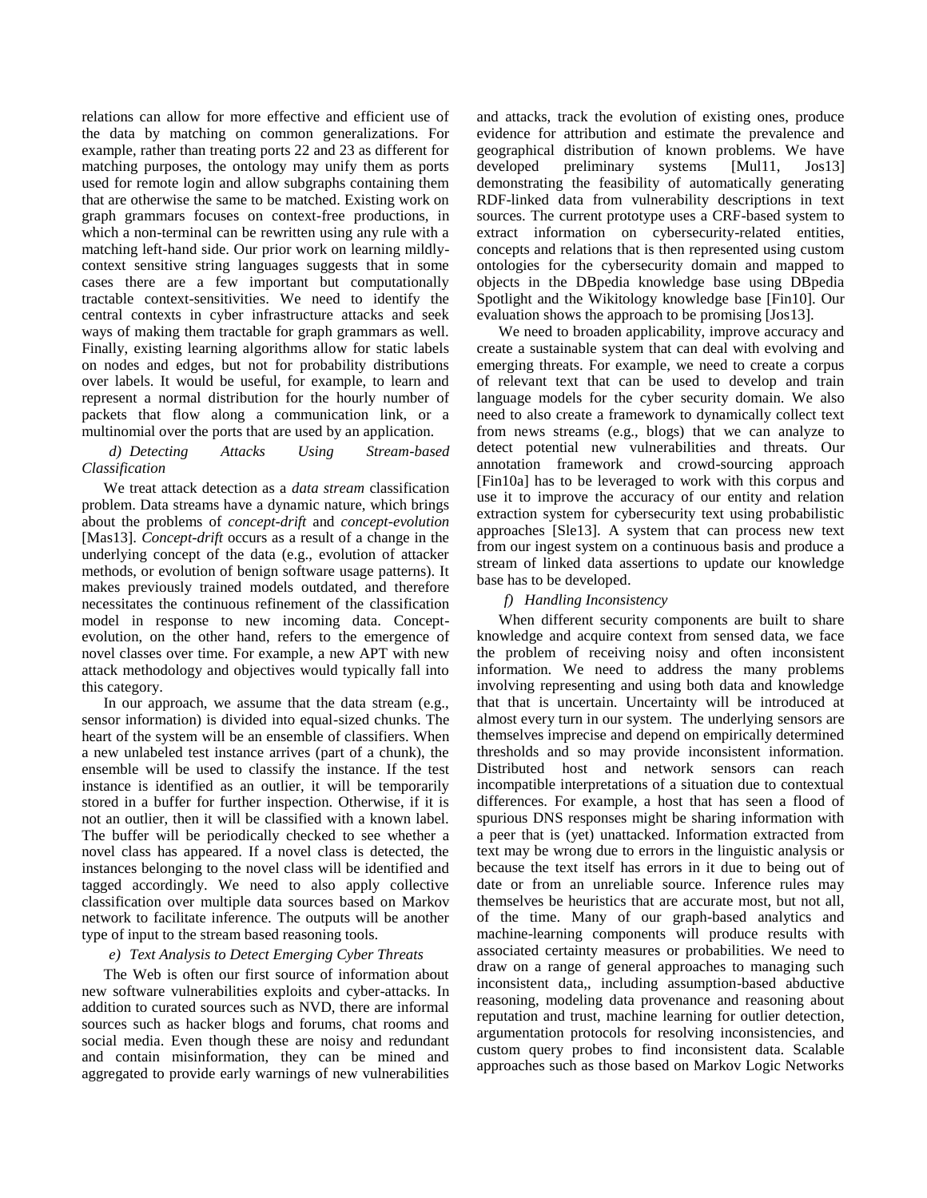relations can allow for more effective and efficient use of the data by matching on common generalizations. For example, rather than treating ports 22 and 23 as different for matching purposes, the ontology may unify them as ports used for remote login and allow subgraphs containing them that are otherwise the same to be matched. Existing work on graph grammars focuses on context-free productions, in which a non-terminal can be rewritten using any rule with a matching left-hand side. Our prior work on learning mildly-context sensitive string languages suggests that in some cases there are a few important but computationally tractable context-sensitivities. We need to identify the central contexts in cyber infrastructure attacks and seek ways of making them tractable for graph grammars as well. Finally, existing learning algorithms allow for static labels on nodes and edges, but not for probability distributions over labels. It would be useful, for example, to learn and represent a normal distribution for the hourly number of packets that flow along a communication link, or a multinomial over the ports that are used by an application.

#### *d) Detecting Attacks Using Stream-based Classification*

We treat attack detection as a *data stream* classification problem. Data streams have a dynamic nature, which brings about the problems of *concept-drift* and *concept-evolution* [Mas13]. *Concept-drift* occurs as a result of a change in the underlying concept of the data (e.g., evolution of attacker methods, or evolution of benign software usage patterns). It makes previously trained models outdated, and therefore necessitates the continuous refinement of the classification model in response to new incoming data. Concept-evolution, on the other hand, refers to the emergence of novel classes over time. For example, a new APT with new attack methodology and objectives would typically fall into this category.

In our approach, we assume that the data stream (e.g., sensor information) is divided into equal-sized chunks. The heart of the system will be an ensemble of classifiers. When a new unlabeled test instance arrives (part of a chunk), the ensemble will be used to classify the instance. If the test instance is identified as an outlier, it will be temporarily stored in a buffer for further inspection. Otherwise, if it is not an outlier, then it will be classified with a known label. The buffer will be periodically checked to see whether a novel class has appeared. If a novel class is detected, the instances belonging to the novel class will be identified and tagged accordingly. We need to also apply collective classification over multiple data sources based on Markov network to facilitate inference. The outputs will be another type of input to the stream based reasoning tools.

#### *e) Text Analysis to Detect Emerging Cyber Threats*

The Web is often our first source of information about new software vulnerabilities exploits and cyber-attacks. In addition to curated sources such as NVD, there are informal sources such as hacker blogs and forums, chat rooms and social media. Even though these are noisy and redundant and contain misinformation, they can be mined and aggregated to provide early warnings of new vulnerabilities and attacks, track the evolution of existing ones, produce evidence for attribution and estimate the prevalence and geographical distribution of known problems. We have developed preliminary systems [Mul11, Jos13] demonstrating the feasibility of automatically generating RDF-linked data from vulnerability descriptions in text sources. The current prototype uses a CRF-based system to extract information on cybersecurity-related entities, concepts and relations that is then represented using custom ontologies for the cybersecurity domain and mapped to objects in the DBpedia knowledge base using DBpedia Spotlight and the Wikitology knowledge base [Fin10]. Our evaluation shows the approach to be promising [Jos13].

We need to broaden applicability, improve accuracy and create a sustainable system that can deal with evolving and emerging threats. For example, we need to create a corpus of relevant text that can be used to develop and train language models for the cyber security domain. We also need to also create a framework to dynamically collect text from news streams (e.g., blogs) that we can analyze to detect potential new vulnerabilities and threats. Our annotation framework and crowd-sourcing approach [Fin10a] has to be leveraged to work with this corpus and use it to improve the accuracy of our entity and relation extraction system for cybersecurity text using probabilistic approaches [Sle13]. A system that can process new text from our ingest system on a continuous basis and produce a stream of linked data assertions to update our knowledge base has to be developed.

#### *f) Handling Inconsistency*

When different security components are built to share knowledge and acquire context from sensed data, we face the problem of receiving noisy and often inconsistent information. We need to address the many problems involving representing and using both data and knowledge that that is uncertain. Uncertainty will be introduced at almost every turn in our system. The underlying sensors are themselves imprecise and depend on empirically determined thresholds and so may provide inconsistent information. Distributed host and network sensors can reach incompatible interpretations of a situation due to contextual differences. For example, a host that has seen a flood of spurious DNS responses might be sharing information with a peer that is (yet) unattacked. Information extracted from text may be wrong due to errors in the linguistic analysis or because the text itself has errors in it due to being out of date or from an unreliable source. Inference rules may themselves be heuristics that are accurate most, but not all, of the time. Many of our graph-based analytics and machine-learning components will produce results with associated certainty measures or probabilities. We need to draw on a range of general approaches to managing such inconsistent data,, including assumption-based abductive reasoning, modeling data provenance and reasoning about reputation and trust, machine learning for outlier detection, argumentation protocols for resolving inconsistencies, and custom query probes to find inconsistent data. Scalable approaches such as those based on Markov Logic Networks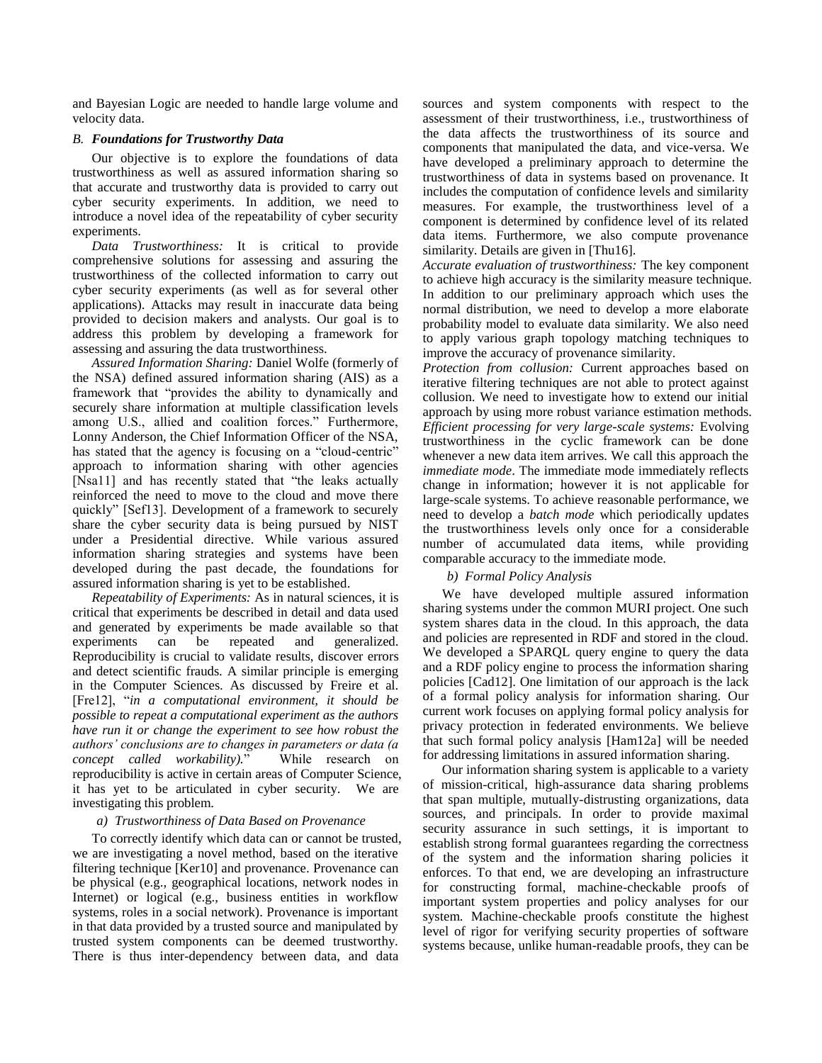and Bayesian Logic are needed to handle large volume and velocity data.

### *B. Foundations for Trustworthy Data*

Our objective is to explore the foundations of data trustworthiness as well as assured information sharing so that accurate and trustworthy data is provided to carry out cyber security experiments. In addition, we need to introduce a novel idea of the repeatability of cyber security experiments.

*Data Trustworthiness:* It is critical to provide comprehensive solutions for assessing and assuring the trustworthiness of the collected information to carry out cyber security experiments (as well as for several other applications). Attacks may result in inaccurate data being provided to decision makers and analysts. Our goal is to address this problem by developing a framework for assessing and assuring the data trustworthiness.

*Assured Information Sharing:* Daniel Wolfe (formerly of the NSA) defined assured information sharing (AIS) as a framework that "provides the ability to dynamically and securely share information at multiple classification levels among U.S., allied and coalition forces." Furthermore, Lonny Anderson, the Chief Information Officer of the NSA, has stated that the agency is focusing on a "cloud-centric" approach to information sharing with other agencies [Nsa11] and has recently stated that "the leaks actually reinforced the need to move to the cloud and move there quickly" [Sef13]. Development of a framework to securely share the cyber security data is being pursued by NIST under a Presidential directive. While various assured information sharing strategies and systems have been developed during the past decade, the foundations for assured information sharing is yet to be established.

*Repeatability of Experiments:* As in natural sciences, it is critical that experiments be described in detail and data used and generated by experiments be made available so that experiments can be repeated and generalized. Reproducibility is crucial to validate results, discover errors and detect scientific frauds. A similar principle is emerging in the Computer Sciences. As discussed by Freire et al. [Fre12], "*in a computational environment, it should be possible to repeat a computational experiment as the authors have run it or change the experiment to see how robust the authors' conclusions are to changes in parameters or data (a concept called workability).*" While research on reproducibility is active in certain areas of Computer Science, it has yet to be articulated in cyber security. We are investigating this problem.

#### *a) Trustworthiness of Data Based on Provenance*

To correctly identify which data can or cannot be trusted, we are investigating a novel method, based on the iterative filtering technique [Ker10] and provenance. Provenance can be physical (e.g., geographical locations, network nodes in Internet) or logical (e.g., business entities in workflow systems, roles in a social network). Provenance is important in that data provided by a trusted source and manipulated by trusted system components can be deemed trustworthy. There is thus inter-dependency between data, and data sources and system components with respect to the assessment of their trustworthiness, i.e., trustworthiness of the data affects the trustworthiness of its source and components that manipulated the data, and vice-versa. We have developed a preliminary approach to determine the trustworthiness of data in systems based on provenance. It includes the computation of confidence levels and similarity measures. For example, the trustworthiness level of a component is determined by confidence level of its related data items. Furthermore, we also compute provenance similarity. Details are given in [Thu16].

*Accurate evaluation of trustworthiness:* The key component to achieve high accuracy is the similarity measure technique. In addition to our preliminary approach which uses the normal distribution, we need to develop a more elaborate probability model to evaluate data similarity. We also need to apply various graph topology matching techniques to improve the accuracy of provenance similarity.

*Protection from collusion:* Current approaches based on iterative filtering techniques are not able to protect against collusion. We need to investigate how to extend our initial approach by using more robust variance estimation methods.

*Efficient processing for very large-scale systems:* Evolving trustworthiness in the cyclic framework can be done whenever a new data item arrives. We call this approach the *immediate mode*. The immediate mode immediately reflects change in information; however it is not applicable for large-scale systems. To achieve reasonable performance, we need to develop a *batch mode* which periodically updates the trustworthiness levels only once for a considerable number of accumulated data items, while providing comparable accuracy to the immediate mode.

#### *b) Formal Policy Analysis*

We have developed multiple assured information sharing systems under the common MURI project. One such system shares data in the cloud. In this approach, the data and policies are represented in RDF and stored in the cloud. We developed a SPARQL query engine to query the data and a RDF policy engine to process the information sharing policies [Cad12]. One limitation of our approach is the lack of a formal policy analysis for information sharing. Our current work focuses on applying formal policy analysis for privacy protection in federated environments. We believe that such formal policy analysis [Ham12a] will be needed for addressing limitations in assured information sharing.

Our information sharing system is applicable to a variety of mission-critical, high-assurance data sharing problems that span multiple, mutually-distrusting organizations, data sources, and principals. In order to provide maximal security assurance in such settings, it is important to establish strong formal guarantees regarding the correctness of the system and the information sharing policies it enforces. To that end, we are developing an infrastructure for constructing formal, machine-checkable proofs of important system properties and policy analyses for our system. Machine-checkable proofs constitute the highest level of rigor for verifying security properties of software systems because, unlike human-readable proofs, they can be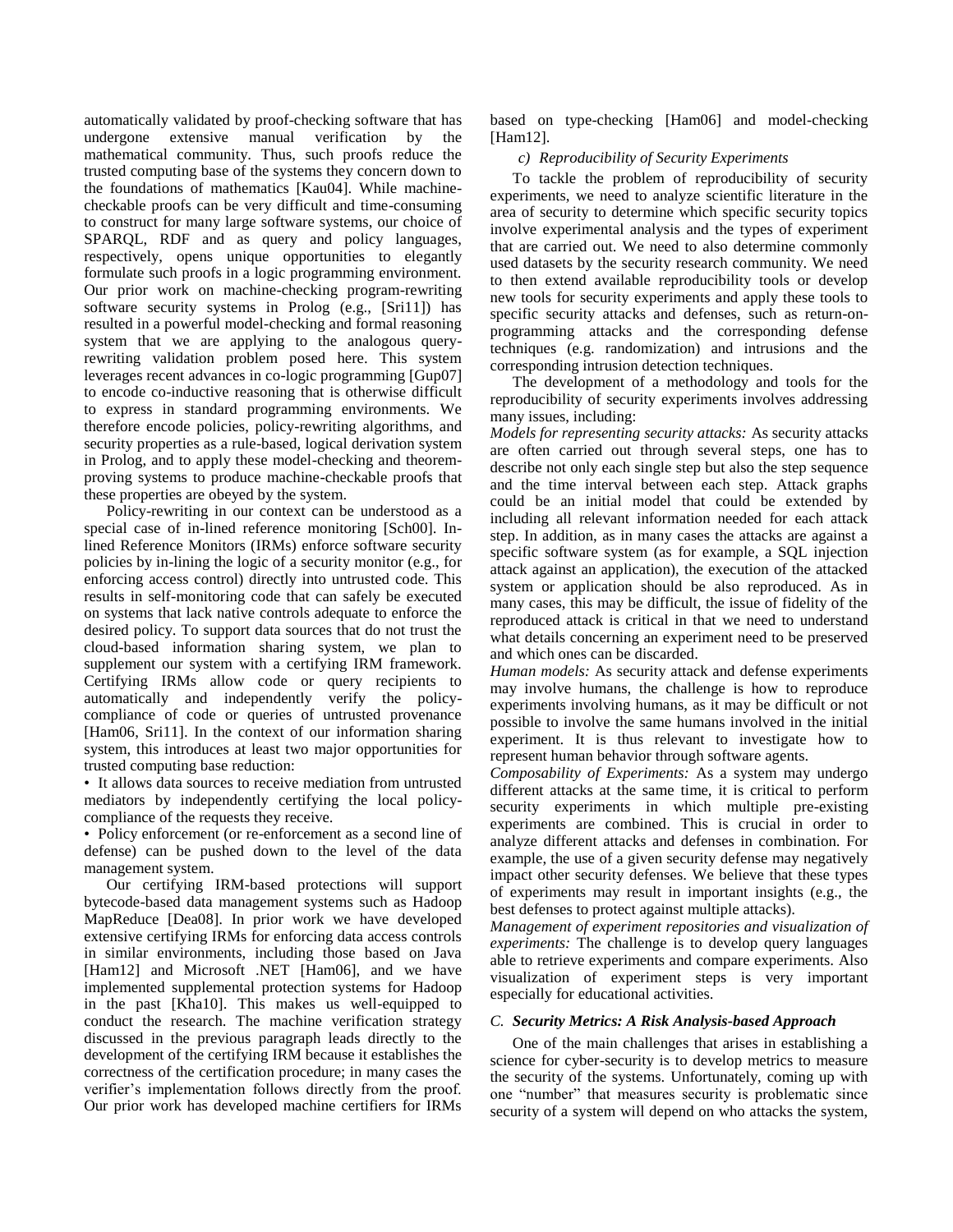automatically validated by proof-checking software that has undergone extensive manual verification by the mathematical community. Thus, such proofs reduce the trusted computing base of the systems they concern down to the foundations of mathematics [Kau04]. While machine-checkable proofs can be very difficult and time-consuming to construct for many large software systems, our choice of SPARQL, RDF and as query and policy languages, respectively, opens unique opportunities to elegantly formulate such proofs in a logic programming environment. Our prior work on machine-checking program-rewriting software security systems in Prolog (e.g., [Sri11]) has resulted in a powerful model-checking and formal reasoning system that we are applying to the analogous query-rewriting validation problem posed here. This system leverages recent advances in co-logic programming [Gup07] to encode co-inductive reasoning that is otherwise difficult to express in standard programming environments. We therefore encode policies, policy-rewriting algorithms, and security properties as a rule-based, logical derivation system in Prolog, and to apply these model-checking and theorem-proving systems to produce machine-checkable proofs that these properties are obeyed by the system.

Policy-rewriting in our context can be understood as a special case of in-lined reference monitoring [Sch00]. In-lined Reference Monitors (IRMs) enforce software security policies by in-lining the logic of a security monitor (e.g., for enforcing access control) directly into untrusted code. This results in self-monitoring code that can safely be executed on systems that lack native controls adequate to enforce the desired policy. To support data sources that do not trust the cloud-based information sharing system, we plan to supplement our system with a certifying IRM framework. Certifying IRMs allow code or query recipients to automatically and independently verify the policy-compliance of code or queries of untrusted provenance [Ham06, Sri11]. In the context of our information sharing system, this introduces at least two major opportunities for trusted computing base reduction:

- It allows data sources to receive mediation from untrusted mediators by independently certifying the local policy-compliance of the requests they receive.
- Policy enforcement (or re-enforcement as a second line of defense) can be pushed down to the level of the data management system.

Our certifying IRM-based protections will support bytecode-based data management systems such as Hadoop MapReduce [Dea08]. In prior work we have developed extensive certifying IRMs for enforcing data access controls in similar environments, including those based on Java [Ham12] and Microsoft .NET [Ham06], and we have implemented supplemental protection systems for Hadoop in the past [Kha10]. This makes us well-equipped to conduct the research. The machine verification strategy discussed in the previous paragraph leads directly to the development of the certifying IRM because it establishes the correctness of the certification procedure; in many cases the verifier's implementation follows directly from the proof. Our prior work has developed machine certifiers for IRMs based on type-checking [Ham06] and model-checking [Ham12].

#### *c) Reproducibility of Security Experiments*

To tackle the problem of reproducibility of security experiments, we need to analyze scientific literature in the area of security to determine which specific security topics involve experimental analysis and the types of experiment that are carried out. We need to also determine commonly used datasets by the security research community. We need to then extend available reproducibility tools or develop new tools for security experiments and apply these tools to specific security attacks and defenses, such as return-on-programming attacks and the corresponding defense techniques (e.g. randomization) and intrusions and the corresponding intrusion detection techniques.

The development of a methodology and tools for the reproducibility of security experiments involves addressing many issues, including:

*Models for representing security attacks:* As security attacks are often carried out through several steps, one has to describe not only each single step but also the step sequence and the time interval between each step. Attack graphs could be an initial model that could be extended by including all relevant information needed for each attack step. In addition, as in many cases the attacks are against a specific software system (as for example, a SQL injection attack against an application), the execution of the attacked system or application should be also reproduced. As in many cases, this may be difficult, the issue of fidelity of the reproduced attack is critical in that we need to understand what details concerning an experiment need to be preserved and which ones can be discarded.

*Human models:* As security attack and defense experiments may involve humans, the challenge is how to reproduce experiments involving humans, as it may be difficult or not possible to involve the same humans involved in the initial experiment. It is thus relevant to investigate how to represent human behavior through software agents.

*Composability of Experiments:* As a system may undergo different attacks at the same time, it is critical to perform security experiments in which multiple pre-existing experiments are combined. This is crucial in order to analyze different attacks and defenses in combination. For example, the use of a given security defense may negatively impact other security defenses. We believe that these types of experiments may result in important insights (e.g., the best defenses to protect against multiple attacks).

*Management of experiment repositories and visualization of experiments:* The challenge is to develop query languages able to retrieve experiments and compare experiments. Also visualization of experiment steps is very important especially for educational activities.

### *C. Security Metrics: A Risk Analysis-based Approach*

One of the main challenges that arises in establishing a science for cyber-security is to develop metrics to measure the security of the systems. Unfortunately, coming up with one "number" that measures security is problematic since security of a system will depend on who attacks the system,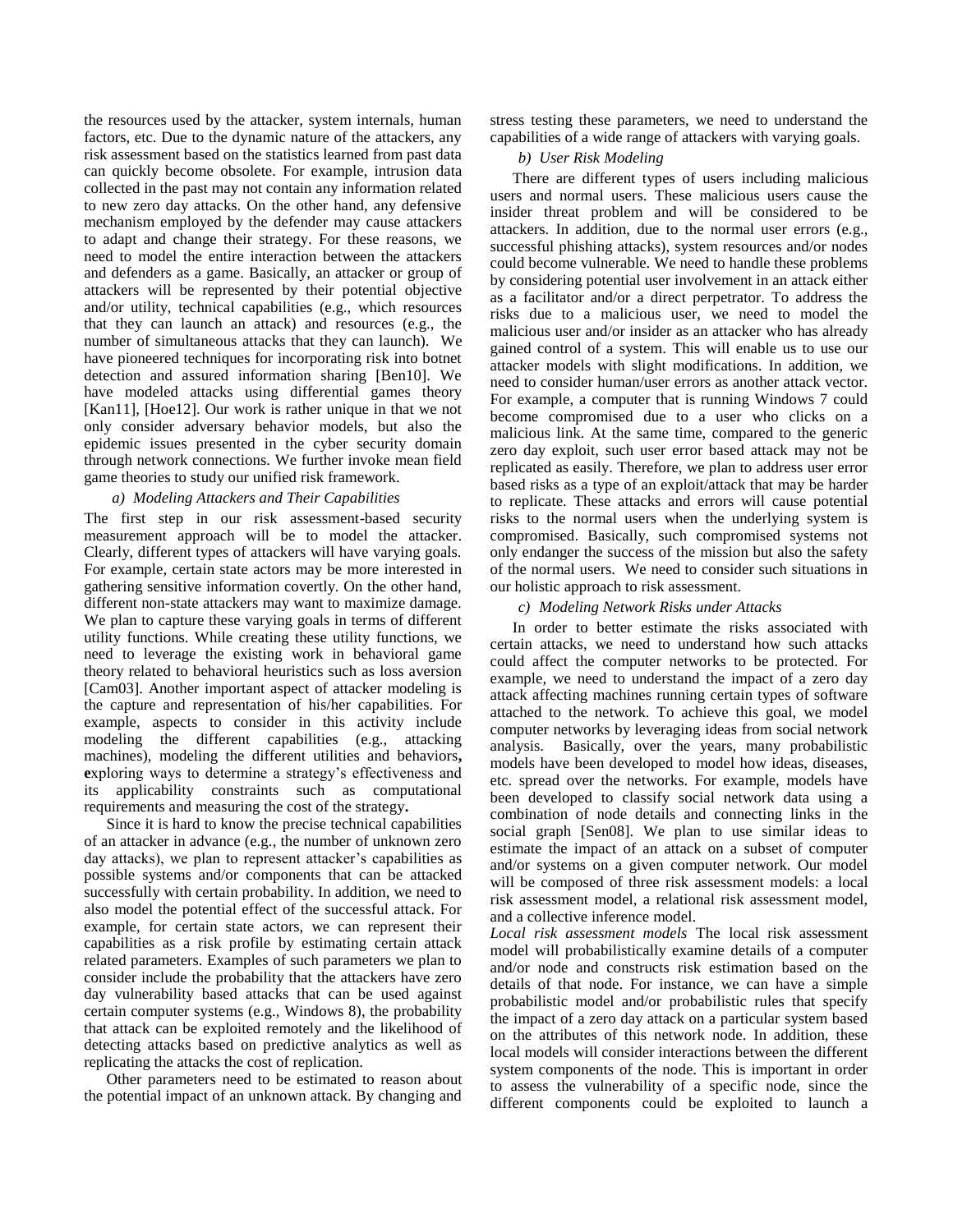the resources used by the attacker, system internals, human factors, etc. Due to the dynamic nature of the attackers, any risk assessment based on the statistics learned from past data can quickly become obsolete. For example, intrusion data collected in the past may not contain any information related to new zero day attacks. On the other hand, any defensive mechanism employed by the defender may cause attackers to adapt and change their strategy. For these reasons, we need to model the entire interaction between the attackers and defenders as a game. Basically, an attacker or group of attackers will be represented by their potential objective and/or utility, technical capabilities (e.g., which resources that they can launch an attack) and resources (e.g., the number of simultaneous attacks that they can launch). We have pioneered techniques for incorporating risk into botnet detection and assured information sharing [Ben10]. We have modeled attacks using differential games theory [Kan11], [Hoe12]. Our work is rather unique in that we not only consider adversary behavior models, but also the epidemic issues presented in the cyber security domain through network connections. We further invoke mean field game theories to study our unified risk framework.

*a) Modeling Attackers and Their Capabilities*

The first step in our risk assessment-based security measurement approach will be to model the attacker. Clearly, different types of attackers will have varying goals. For example, certain state actors may be more interested in gathering sensitive information covertly. On the other hand, different non-state attackers may want to maximize damage. We plan to capture these varying goals in terms of different utility functions. While creating these utility functions, we need to leverage the existing work in behavioral game theory related to behavioral heuristics such as loss aversion [Cam03]. Another important aspect of attacker modeling is the capture and representation of his/her capabilities. For example, aspects to consider in this activity include modeling the different capabilities (e.g., attacking machines), modeling the different utilities and behaviors**,** **e**xploring ways to determine a strategy's effectiveness and its applicability constraints such as computational requirements and measuring the cost of the strategy**.**

Since it is hard to know the precise technical capabilities of an attacker in advance (e.g., the number of unknown zero day attacks), we plan to represent attacker's capabilities as possible systems and/or components that can be attacked successfully with certain probability. In addition, we need to also model the potential effect of the successful attack. For example, for certain state actors, we can represent their capabilities as a risk profile by estimating certain attack related parameters. Examples of such parameters we plan to consider include the probability that the attackers have zero day vulnerability based attacks that can be used against certain computer systems (e.g., Windows 8), the probability that attack can be exploited remotely and the likelihood of detecting attacks based on predictive analytics as well as replicating the attacks the cost of replication.

Other parameters need to be estimated to reason about the potential impact of an unknown attack. By changing and stress testing these parameters, we need to understand the capabilities of a wide range of attackers with varying goals.

*b) User Risk Modeling*

There are different types of users including malicious users and normal users. These malicious users cause the insider threat problem and will be considered to be attackers. In addition, due to the normal user errors (e.g., successful phishing attacks), system resources and/or nodes could become vulnerable. We need to handle these problems by considering potential user involvement in an attack either as a facilitator and/or a direct perpetrator. To address the risks due to a malicious user, we need to model the malicious user and/or insider as an attacker who has already gained control of a system. This will enable us to use our attacker models with slight modifications. In addition, we need to consider human/user errors as another attack vector. For example, a computer that is running Windows 7 could become compromised due to a user who clicks on a malicious link. At the same time, compared to the generic zero day exploit, such user error based attack may not be replicated as easily. Therefore, we plan to address user error based risks as a type of an exploit/attack that may be harder to replicate. These attacks and errors will cause potential risks to the normal users when the underlying system is compromised. Basically, such compromised systems not only endanger the success of the mission but also the safety of the normal users. We need to consider such situations in our holistic approach to risk assessment.

*c) Modeling Network Risks under Attacks*

In order to better estimate the risks associated with certain attacks, we need to understand how such attacks could affect the computer networks to be protected. For example, we need to understand the impact of a zero day attack affecting machines running certain types of software attached to the network. To achieve this goal, we model computer networks by leveraging ideas from social network analysis. Basically, over the years, many probabilistic models have been developed to model how ideas, diseases, etc. spread over the networks. For example, models have been developed to classify social network data using a combination of node details and connecting links in the social graph [Sen08]. We plan to use similar ideas to estimate the impact of an attack on a subset of computer and/or systems on a given computer network. Our model will be composed of three risk assessment models: a local risk assessment model, a relational risk assessment model, and a collective inference model.

*Local risk assessment models* The local risk assessment model will probabilistically examine details of a computer and/or node and constructs risk estimation based on the details of that node. For instance, we can have a simple probabilistic model and/or probabilistic rules that specify the impact of a zero day attack on a particular system based on the attributes of this network node. In addition, these local models will consider interactions between the different system components of the node. This is important in order to assess the vulnerability of a specific node, since the different components could be exploited to launch a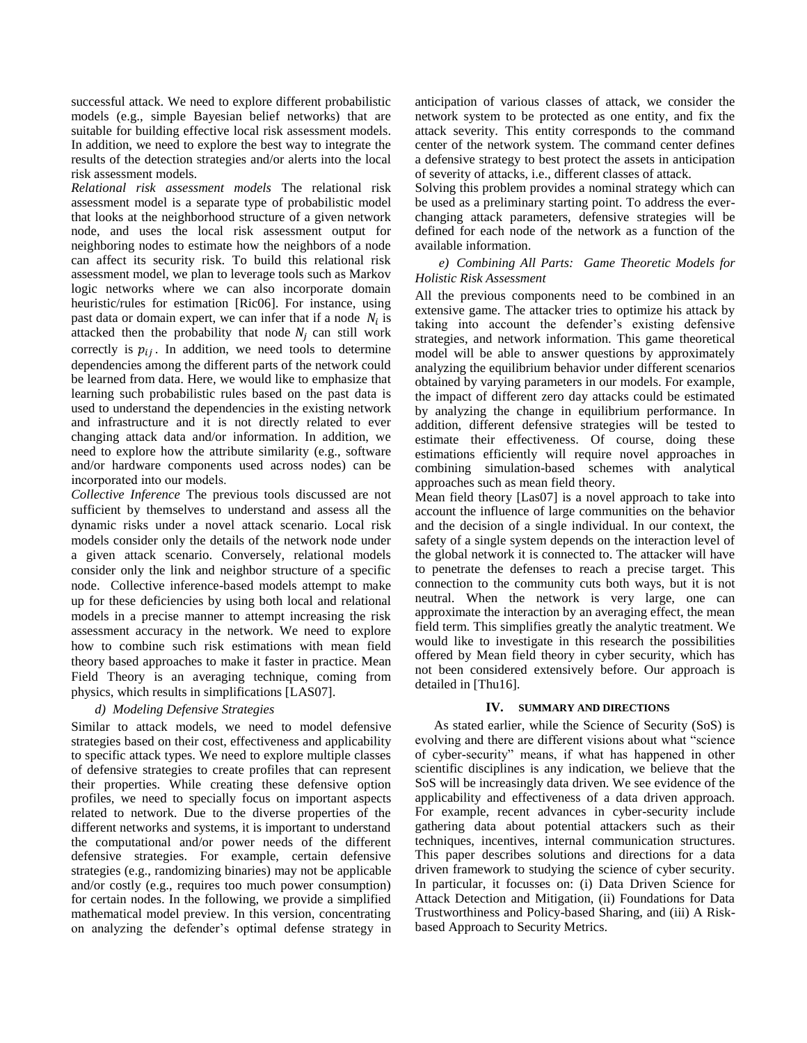successful attack. We need to explore different probabilistic models (e.g., simple Bayesian belief networks) that are suitable for building effective local risk assessment models. In addition, we need to explore the best way to integrate the results of the detection strategies and/or alerts into the local risk assessment models.

*Relational risk assessment models* The relational risk assessment model is a separate type of probabilistic model that looks at the neighborhood structure of a given network node, and uses the local risk assessment output for neighboring nodes to estimate how the neighbors of a node can affect its security risk. To build this relational risk assessment model, we plan to leverage tools such as Markov logic networks where we can also incorporate domain heuristic/rules for estimation [Ric06]. For instance, using past data or domain expert, we can infer that if a node $N_i$ is attacked then the probability that node $N_j$ can still work correctly is $p_{ij}$. In addition, we need tools to determine dependencies among the different parts of the network could be learned from data. Here, we would like to emphasize that learning such probabilistic rules based on the past data is used to understand the dependencies in the existing network and infrastructure and it is not directly related to ever changing attack data and/or information. In addition, we need to explore how the attribute similarity (e.g., software and/or hardware components used across nodes) can be incorporated into our models.

*Collective Inference* The previous tools discussed are not sufficient by themselves to understand and assess all the dynamic risks under a novel attack scenario. Local risk models consider only the details of the network node under a given attack scenario. Conversely, relational models consider only the link and neighbor structure of a specific node. Collective inference-based models attempt to make up for these deficiencies by using both local and relational models in a precise manner to attempt increasing the risk assessment accuracy in the network. We need to explore how to combine such risk estimations with mean field theory based approaches to make it faster in practice. Mean Field Theory is an averaging technique, coming from physics, which results in simplifications [LAS07].

#### *d) Modeling Defensive Strategies*

Similar to attack models, we need to model defensive strategies based on their cost, effectiveness and applicability to specific attack types. We need to explore multiple classes of defensive strategies to create profiles that can represent their properties. While creating these defensive option profiles, we need to specially focus on important aspects related to network. Due to the diverse properties of the different networks and systems, it is important to understand the computational and/or power needs of the different defensive strategies. For example, certain defensive strategies (e.g., randomizing binaries) may not be applicable and/or costly (e.g., requires too much power consumption) for certain nodes. In the following, we provide a simplified mathematical model preview. In this version, concentrating on analyzing the defender's optimal defense strategy in anticipation of various classes of attack, we consider the network system to be protected as one entity, and fix the attack severity. This entity corresponds to the command center of the network system. The command center defines a defensive strategy to best protect the assets in anticipation of severity of attacks, i.e., different classes of attack.

Solving this problem provides a nominal strategy which can be used as a preliminary starting point. To address the ever-changing attack parameters, defensive strategies will be defined for each node of the network as a function of the available information.

#### *e) Combining All Parts: Game Theoretic Models for Holistic Risk Assessment*

All the previous components need to be combined in an extensive game. The attacker tries to optimize his attack by taking into account the defender's existing defensive strategies, and network information. This game theoretical model will be able to answer questions by approximately analyzing the equilibrium behavior under different scenarios obtained by varying parameters in our models. For example, the impact of different zero day attacks could be estimated by analyzing the change in equilibrium performance. In addition, different defensive strategies will be tested to estimate their effectiveness. Of course, doing these estimations efficiently will require novel approaches in combining simulation-based schemes with analytical approaches such as mean field theory.

Mean field theory [Las07] is a novel approach to take into account the influence of large communities on the behavior and the decision of a single individual. In our context, the safety of a single system depends on the interaction level of the global network it is connected to. The attacker will have to penetrate the defenses to reach a precise target. This connection to the community cuts both ways, but it is not neutral. When the network is very large, one can approximate the interaction by an averaging effect, the mean field term. This simplifies greatly the analytic treatment. We would like to investigate in this research the possibilities offered by Mean field theory in cyber security, which has not been considered extensively before. Our approach is detailed in [Thu16].

## IV. SUMMARY AND DIRECTIONS

As stated earlier, while the Science of Security (SoS) is evolving and there are different visions about what "science of cyber-security" means, if what has happened in other scientific disciplines is any indication, we believe that the SoS will be increasingly data driven. We see evidence of the applicability and effectiveness of a data driven approach. For example, recent advances in cyber-security include gathering data about potential attackers such as their techniques, incentives, internal communication structures. This paper describes solutions and directions for a data driven framework to studying the science of cyber security. In particular, it focusses on: (i) Data Driven Science for Attack Detection and Mitigation, (ii) Foundations for Data Trustworthiness and Policy-based Sharing, and (iii) A Risk-based Approach to Security Metrics.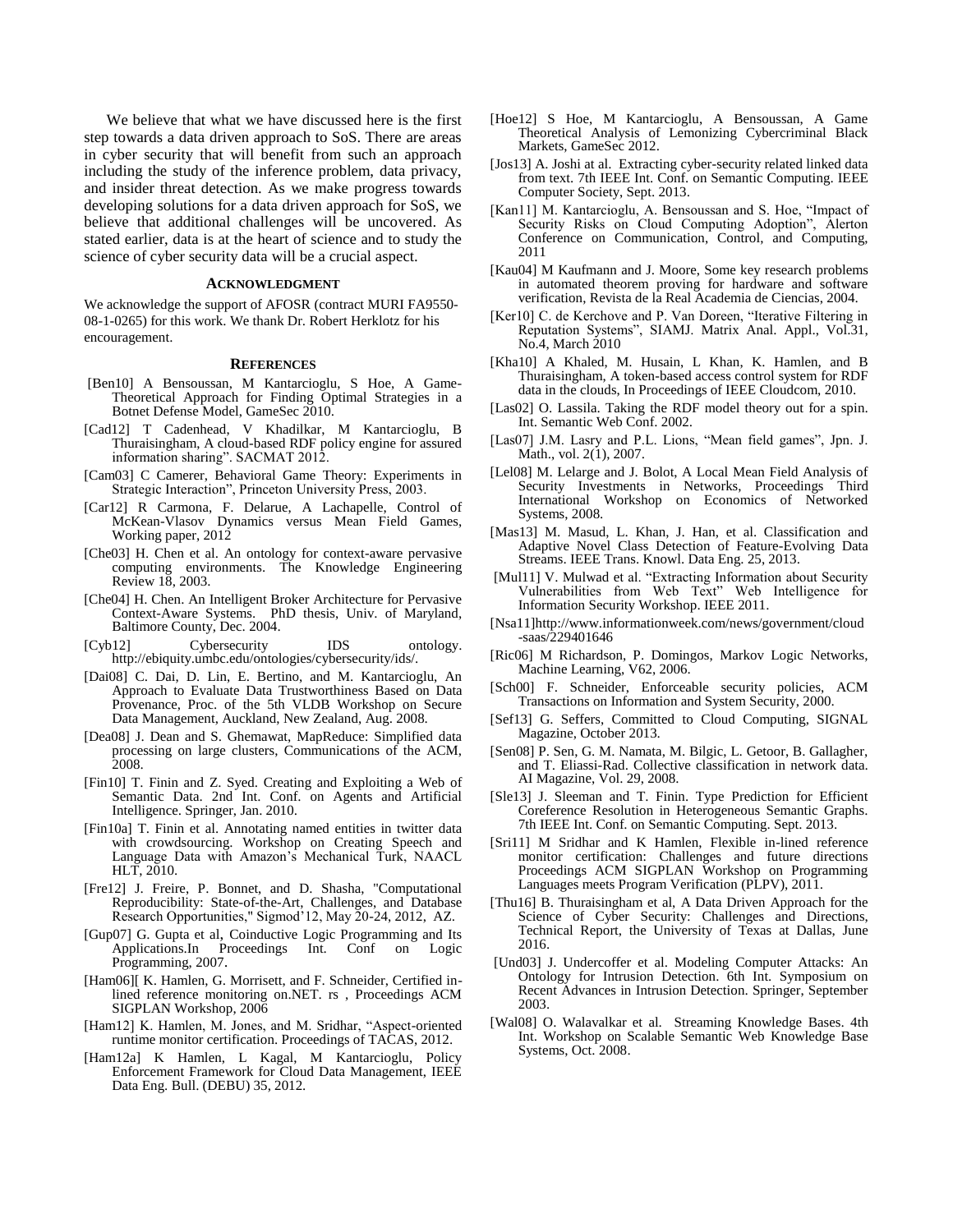We believe that what we have discussed here is the first step towards a data driven approach to SoS. There are areas in cyber security that will benefit from such an approach including the study of the inference problem, data privacy, and insider threat detection. As we make progress towards developing solutions for a data driven approach for SoS, we believe that additional challenges will be uncovered. As stated earlier, data is at the heart of science and to study the science of cyber security data will be a crucial aspect.

### ACKNOWLEDGMENT

We acknowledge the support of AFOSR (contract MURI FA9550-08-1-0265) for this work. We thank Dr. Robert Herklotz for his encouragement.

### REFERENCES

[Ben10] A Bensoussan, M Kantarcioglu, S Hoe, A Game-Theoretical Approach for Finding Optimal Strategies in a Botnet Defense Model, GameSec 2010.

[Cad12] T Cadenhead, V Khadilkar, M Kantarcioglu, B Thuraisingham, A cloud-based RDF policy engine for assured information sharing". SACMAT 2012.

[Cam03] C Camerer, Behavioral Game Theory: Experiments in Strategic Interaction", Princeton University Press, 2003.

[Car12] R Carmona, F. Delarue, A Lachapelle, Control of McKean-Vlasov Dynamics versus Mean Field Games, Working paper, 2012

[Che03] H. Chen et al. An ontology for context-aware pervasive computing environments. The Knowledge Engineering Review 18, 2003.

[Che04] H. Chen. An Intelligent Broker Architecture for Pervasive Context-Aware Systems. PhD thesis, Univ. of Maryland, Baltimore County, Dec. 2004.

[Cyb12] Cybersecurity IDS ontology. http://ebiquity.umbc.edu/ontologies/cybersecurity/ids/.

[Dai08] C. Dai, D. Lin, E. Bertino, and M. Kantarcioglu, An Approach to Evaluate Data Trustworthiness Based on Data Provenance, Proc. of the 5th VLDB Workshop on Secure Data Management, Auckland, New Zealand, Aug. 2008.

[Dea08] J. Dean and S. Ghemawat, MapReduce: Simplified data processing on large clusters, Communications of the ACM, 2008.

[Fin10] T. Finin and Z. Syed. Creating and Exploiting a Web of Semantic Data. 2nd Int. Conf. on Agents and Artificial Intelligence. Springer, Jan. 2010.

[Fin10a] T. Finin et al. Annotating named entities in twitter data with crowdsourcing. Workshop on Creating Speech and Language Data with Amazon's Mechanical Turk, NAACL HLT, 2010.

[Fre12] J. Freire, P. Bonnet, and D. Shasha, "Computational Reproducibility: State-of-the-Art, Challenges, and Database Research Opportunities," Sigmod'12, May 20-24, 2012, AZ.

[Gup07] G. Gupta et al, Coinductive Logic Programming and Its Applications.In Proceedings Int. Conf on Logic Programming, 2007.

[Ham06][ K. Hamlen, G. Morrisett, and F. Schneider, Certified in-lined reference monitoring on.NET. rs , Proceedings ACM SIGPLAN Workshop, 2006

[Ham12] K. Hamlen, M. Jones, and M. Sridhar, "Aspect-oriented runtime monitor certification. Proceedings of TACAS, 2012.

[Ham12a] K Hamlen, L Kagal, M Kantarcioglu, Policy Enforcement Framework for Cloud Data Management, IEEE Data Eng. Bull. (DEBU) 35, 2012.

[Hoe12] S Hoe, M Kantarcioglu, A Bensoussan, A Game Theoretical Analysis of Lemonizing Cybercriminal Black Markets, GameSec 2012.

[Jos13] A. Joshi at al. Extracting cyber-security related linked data from text. 7th IEEE Int. Conf. on Semantic Computing. IEEE Computer Society, Sept. 2013.

[Kan11] M. Kantarcioglu, A. Bensoussan and S. Hoe, "Impact of Security Risks on Cloud Computing Adoption", Alerton Conference on Communication, Control, and Computing, 2011

[Kau04] M Kaufmann and J. Moore, Some key research problems in automated theorem proving for hardware and software verification, Revista de la Real Academia de Ciencias, 2004.

[Ker10] C. de Kerchove and P. Van Doreen, "Iterative Filtering in Reputation Systems", SIAMJ. Matrix Anal. Appl., Vol.31, No.4, March 2010

[Kha10] A Khaled, M. Husain, L Khan, K. Hamlen, and B Thuraisingham, A token-based access control system for RDF data in the clouds, In Proceedings of IEEE Cloudcom, 2010.

[Las02] O. Lassila. Taking the RDF model theory out for a spin. Int. Semantic Web Conf. 2002.

[Las07] J.M. Lasry and P.L. Lions, "Mean field games", Jpn. J. Math., vol. 2(1), 2007.

[Lel08] M. Lelarge and J. Bolot, A Local Mean Field Analysis of Security Investments in Networks, Proceedings Third International Workshop on Economics of Networked Systems, 2008.

[Mas13] M. Masud, L. Khan, J. Han, et al. Classification and Adaptive Novel Class Detection of Feature-Evolving Data Streams. IEEE Trans. Knowl. Data Eng. 25, 2013.

[Mul11] V. Mulwad et al. "Extracting Information about Security Vulnerabilities from Web Text" Web Intelligence for Information Security Workshop. IEEE 2011.

[Nsa11]http://www.informationweek.com/news/government/cloud-saas/229401646

[Ric06] M Richardson, P. Domingos, Markov Logic Networks, Machine Learning, V62, 2006.

[Sch00] F. Schneider, Enforceable security policies, ACM Transactions on Information and System Security, 2000.

[Sef13] G. Seffers, Committed to Cloud Computing, SIGNAL Magazine, October 2013.

[Sen08] P. Sen, G. M. Namata, M. Bilgic, L. Getoor, B. Gallagher, and T. Eliassi-Rad. Collective classification in network data. AI Magazine, Vol. 29, 2008.

[Sle13] J. Sleeman and T. Finin. Type Prediction for Efficient Coreference Resolution in Heterogeneous Semantic Graphs. 7th IEEE Int. Conf. on Semantic Computing. Sept. 2013.

[Sri11] M Sridhar and K Hamlen, Flexible in-lined reference monitor certification: Challenges and future directions Proceedings ACM SIGPLAN Workshop on Programming Languages meets Program Verification (PLPV), 2011.

[Thu16] B. Thuraisingham et al, A Data Driven Approach for the Science of Cyber Security: Challenges and Directions, Technical Report, the University of Texas at Dallas, June 2016.

[Und03] J. Undercoffer et al. Modeling Computer Attacks: An Ontology for Intrusion Detection. 6th Int. Symposium on Recent Advances in Intrusion Detection. Springer, September 2003.

[Wal08] O. Walavalkar et al. Streaming Knowledge Bases. 4th Int. Workshop on Scalable Semantic Web Knowledge Base Systems, Oct. 2008.